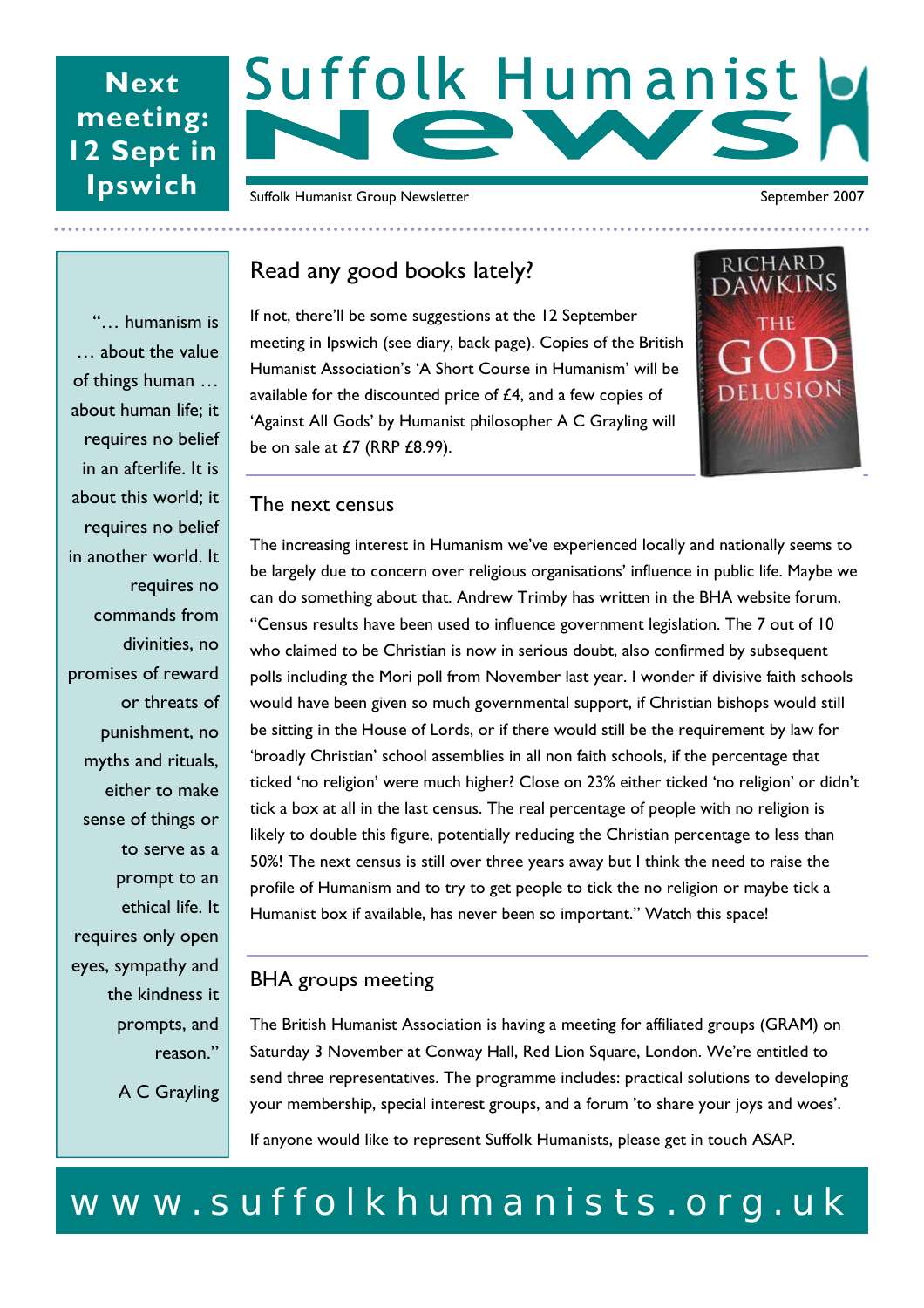**Next meeting: 12 Sept in Ipswich**

# Suffolk Humanist News

Suffolk Humanist Group Newsletter

September 2007

"… humanism is … about the value of things human … about human life; it requires no belief in an afterlife. It is about this world; it requires no belief in another world. It requires no commands from divinities, no promises of reward or threats of punishment, no myths and rituals, either to make sense of things or to serve as a prompt to an ethical life. It requires only open eyes, sympathy and the kindness it prompts, and reason."

A C Grayling

## Read any good books lately?

If not, there'll be some suggestions at the 12 September meeting in Ipswich (see diary, back page). Copies of the British Humanist Association's 'A Short Course in Humanism' will be available for the discounted price of £4, and a few copies of 'Against All Gods' by Humanist philosopher A C Grayling will be on sale at £7 (RRP £8.99).

RICHARD DAWKINS
THE GOD DELUSION

## The next census

The increasing interest in Humanism we've experienced locally and nationally seems to be largely due to concern over religious organisations' influence in public life. Maybe we can do something about that. Andrew Trimby has written in the BHA website forum, "Census results have been used to influence government legislation. The 7 out of 10 who claimed to be Christian is now in serious doubt, also confirmed by subsequent polls including the Mori poll from November last year. I wonder if divisive faith schools would have been given so much governmental support, if Christian bishops would still be sitting in the House of Lords, or if there would still be the requirement by law for 'broadly Christian' school assemblies in all non faith schools, if the percentage that ticked 'no religion' were much higher? Close on 23% either ticked 'no religion' or didn't tick a box at all in the last census. The real percentage of people with no religion is likely to double this figure, potentially reducing the Christian percentage to less than 50%! The next census is still over three years away but I think the need to raise the profile of Humanism and to try to get people to tick the no religion or maybe tick a Humanist box if available, has never been so important." Watch this space!

## BHA groups meeting

The British Humanist Association is having a meeting for affiliated groups (GRAM) on Saturday 3 November at Conway Hall, Red Lion Square, London. We're entitled to send three representatives. The programme includes: practical solutions to developing your membership, special interest groups, and a forum 'to share your joys and woes'.

If anyone would like to represent Suffolk Humanists, please get in touch ASAP.

www.suffolkhumanists.org.uk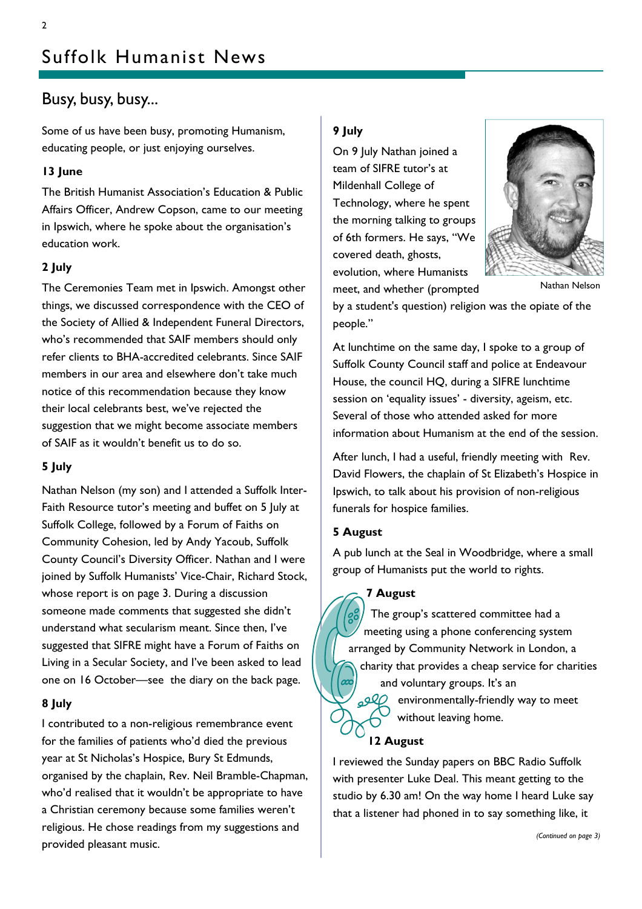# Suffolk Humanist News

## Busy, busy, busy...

Some of us have been busy, promoting Humanism, educating people, or just enjoying ourselves.

**13 June**

The British Humanist Association's Education & Public Affairs Officer, Andrew Copson, came to our meeting in Ipswich, where he spoke about the organisation's education work.

**2 July**

The Ceremonies Team met in Ipswich. Amongst other things, we discussed correspondence with the CEO of the Society of Allied & Independent Funeral Directors, who's recommended that SAIF members should only refer clients to BHA-accredited celebrants. Since SAIF members in our area and elsewhere don't take much notice of this recommendation because they know their local celebrants best, we've rejected the suggestion that we might become associate members of SAIF as it wouldn't benefit us to do so.

**5 July**

Nathan Nelson (my son) and I attended a Suffolk Inter-Faith Resource tutor's meeting and buffet on 5 July at Suffolk College, followed by a Forum of Faiths on Community Cohesion, led by Andy Yacoub, Suffolk County Council's Diversity Officer. Nathan and I were joined by Suffolk Humanists' Vice-Chair, Richard Stock, whose report is on page 3. During a discussion someone made comments that suggested she didn't understand what secularism meant. Since then, I've suggested that SIFRE might have a Forum of Faiths on Living in a Secular Society, and I've been asked to lead one on 16 October—see the diary on the back page.

**8 July**

I contributed to a non-religious remembrance event for the families of patients who'd died the previous year at St Nicholas's Hospice, Bury St Edmunds, organised by the chaplain, Rev. Neil Bramble-Chapman, who'd realised that it wouldn't be appropriate to have a Christian ceremony because some families weren't religious. He chose readings from my suggestions and provided pleasant music.

**9 July**

On 9 July Nathan joined a team of SIFRE tutor's at Mildenhall College of Technology, where he spent the morning talking to groups of 6th formers. He says, "We covered death, ghosts, evolution, where Humanists meet, and whether (prompted by a student's question) religion was the opiate of the people."

Nathan Nelson

At lunchtime on the same day, I spoke to a group of Suffolk County Council staff and police at Endeavour House, the council HQ, during a SIFRE lunchtime session on 'equality issues' - diversity, ageism, etc. Several of those who attended asked for more information about Humanism at the end of the session.

After lunch, I had a useful, friendly meeting with Rev. David Flowers, the chaplain of St Elizabeth's Hospice in Ipswich, to talk about his provision of non-religious funerals for hospice families.

**5 August**

A pub lunch at the Seal in Woodbridge, where a small group of Humanists put the world to rights.

**7 August**

The group's scattered committee had a meeting using a phone conferencing system arranged by Community Network in London, a charity that provides a cheap service for charities and voluntary groups. It's an environmentally-friendly way to meet without leaving home.

**12 August**

I reviewed the Sunday papers on BBC Radio Suffolk with presenter Luke Deal. This meant getting to the studio by 6.30 am! On the way home I heard Luke say that a listener had phoned in to say something like, it

*(Continued on page 3)*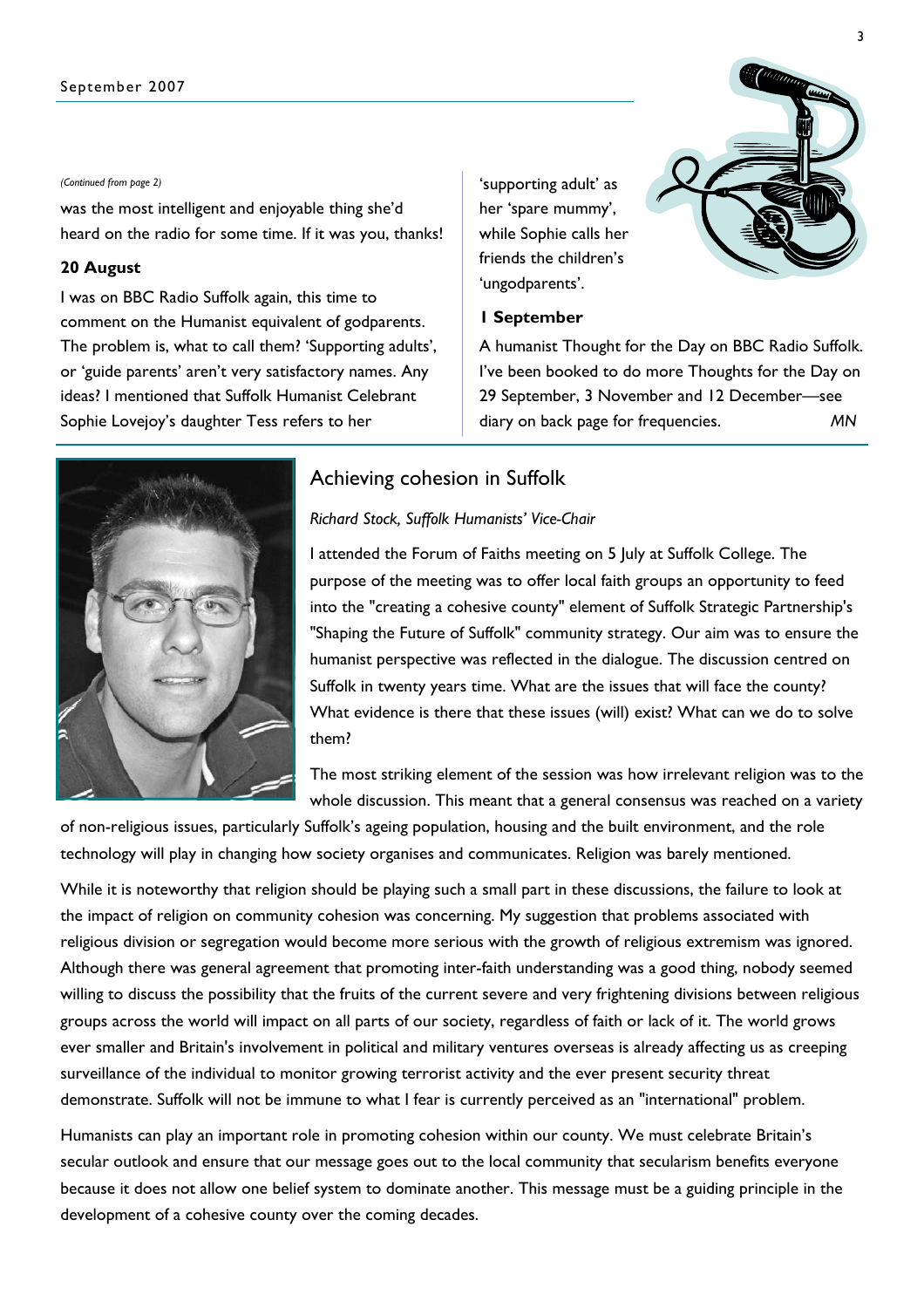*(Continued from page 2)*

was the most intelligent and enjoyable thing she'd heard on the radio for some time. If it was you, thanks!

**20 August**

I was on BBC Radio Suffolk again, this time to comment on the Humanist equivalent of godparents. The problem is, what to call them? 'Supporting adults', or 'guide parents' aren't very satisfactory names. Any ideas? I mentioned that Suffolk Humanist Celebrant Sophie Lovejoy's daughter Tess refers to her 'supporting adult' as her 'spare mummy', while Sophie calls her friends the children's 'ungodparents'.

**1 September**

A humanist Thought for the Day on BBC Radio Suffolk. I've been booked to do more Thoughts for the Day on 29 September, 3 November and 12 December—see diary on back page for frequencies. *MN*

## Achieving cohesion in Suffolk

*Richard Stock, Suffolk Humanists' Vice-Chair*

I attended the Forum of Faiths meeting on 5 July at Suffolk College. The purpose of the meeting was to offer local faith groups an opportunity to feed into the "creating a cohesive county" element of Suffolk Strategic Partnership's "Shaping the Future of Suffolk" community strategy. Our aim was to ensure the humanist perspective was reflected in the dialogue. The discussion centred on Suffolk in twenty years time. What are the issues that will face the county? What evidence is there that these issues (will) exist? What can we do to solve them?

The most striking element of the session was how irrelevant religion was to the whole discussion. This meant that a general consensus was reached on a variety of non-religious issues, particularly Suffolk's ageing population, housing and the built environment, and the role technology will play in changing how society organises and communicates. Religion was barely mentioned.

While it is noteworthy that religion should be playing such a small part in these discussions, the failure to look at the impact of religion on community cohesion was concerning. My suggestion that problems associated with religious division or segregation would become more serious with the growth of religious extremism was ignored. Although there was general agreement that promoting inter-faith understanding was a good thing, nobody seemed willing to discuss the possibility that the fruits of the current severe and very frightening divisions between religious groups across the world will impact on all parts of our society, regardless of faith or lack of it. The world grows ever smaller and Britain's involvement in political and military ventures overseas is already affecting us as creeping surveillance of the individual to monitor growing terrorist activity and the ever present security threat demonstrate. Suffolk will not be immune to what I fear is currently perceived as an "international" problem.

Humanists can play an important role in promoting cohesion within our county. We must celebrate Britain's secular outlook and ensure that our message goes out to the local community that secularism benefits everyone because it does not allow one belief system to dominate another. This message must be a guiding principle in the development of a cohesive county over the coming decades.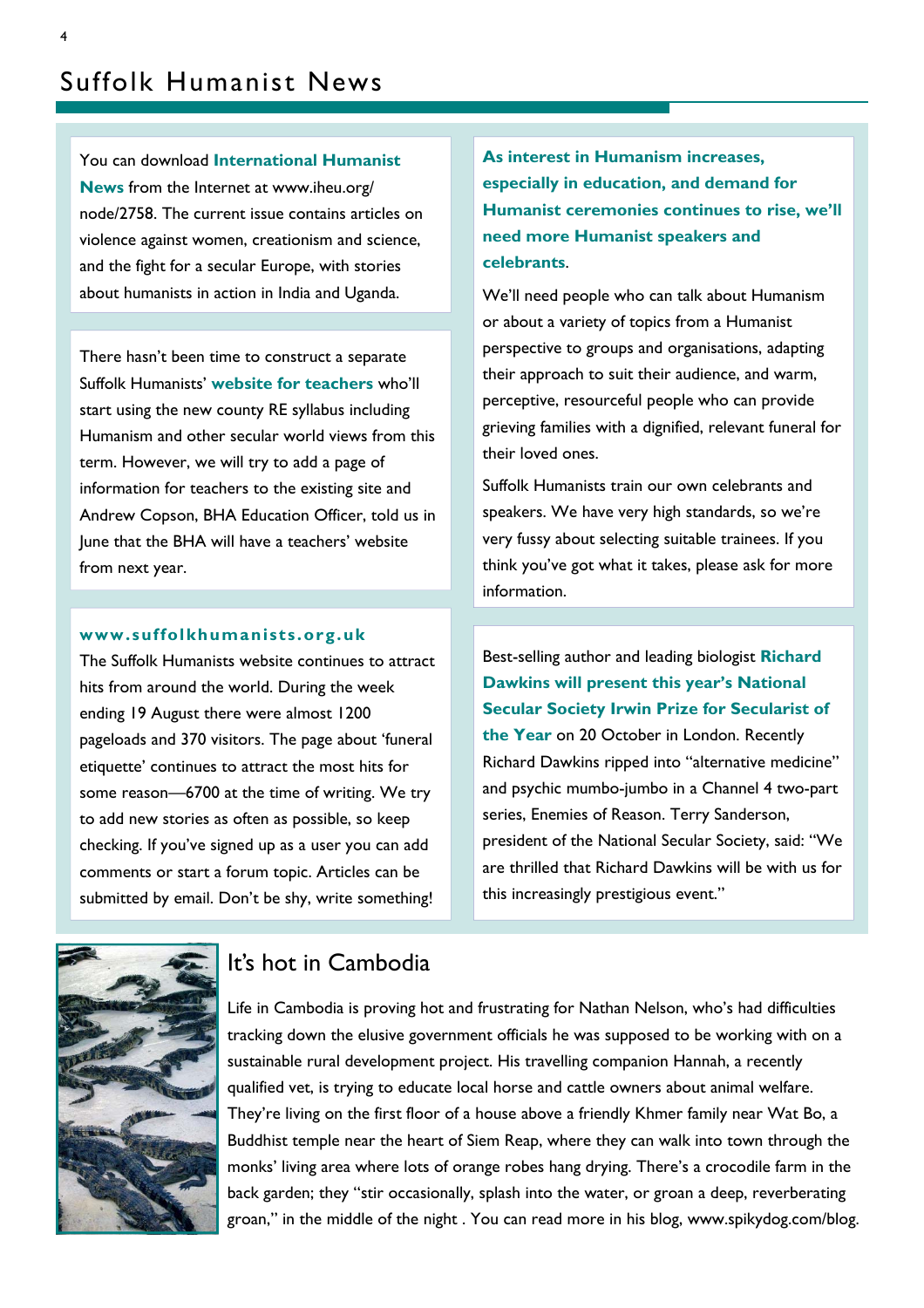# Suffolk Humanist News

You can download **International Humanist News** from the Internet at www.iheu.org/node/2758. The current issue contains articles on violence against women, creationism and science, and the fight for a secular Europe, with stories about humanists in action in India and Uganda.

There hasn't been time to construct a separate Suffolk Humanists' **website for teachers** who'll start using the new county RE syllabus including Humanism and other secular world views from this term. However, we will try to add a page of information for teachers to the existing site and Andrew Copson, BHA Education Officer, told us in June that the BHA will have a teachers' website from next year.

**www.suffolkhumanists.org.uk**

The Suffolk Humanists website continues to attract hits from around the world. During the week ending 19 August there were almost 1200 pageloads and 370 visitors. The page about 'funeral etiquette' continues to attract the most hits for some reason—6700 at the time of writing. We try to add new stories as often as possible, so keep checking. If you've signed up as a user you can add comments or start a forum topic. Articles can be submitted by email. Don't be shy, write something!

**As interest in Humanism increases, especially in education, and demand for Humanist ceremonies continues to rise, we'll need more Humanist speakers and celebrants**.

We'll need people who can talk about Humanism or about a variety of topics from a Humanist perspective to groups and organisations, adapting their approach to suit their audience, and warm, perceptive, resourceful people who can provide grieving families with a dignified, relevant funeral for their loved ones.

Suffolk Humanists train our own celebrants and speakers. We have very high standards, so we're very fussy about selecting suitable trainees. If you think you've got what it takes, please ask for more information.

Best-selling author and leading biologist **Richard Dawkins will present this year's National Secular Society Irwin Prize for Secularist of the Year** on 20 October in London. Recently Richard Dawkins ripped into "alternative medicine" and psychic mumbo-jumbo in a Channel 4 two-part series, Enemies of Reason. Terry Sanderson, president of the National Secular Society, said: "We are thrilled that Richard Dawkins will be with us for this increasingly prestigious event."

## It's hot in Cambodia

Life in Cambodia is proving hot and frustrating for Nathan Nelson, who's had difficulties tracking down the elusive government officials he was supposed to be working with on a sustainable rural development project. His travelling companion Hannah, a recently qualified vet, is trying to educate local horse and cattle owners about animal welfare. They're living on the first floor of a house above a friendly Khmer family near Wat Bo, a Buddhist temple near the heart of Siem Reap, where they can walk into town through the monks' living area where lots of orange robes hang drying. There's a crocodile farm in the back garden; they "stir occasionally, splash into the water, or groan a deep, reverberating groan," in the middle of the night . You can read more in his blog, www.spikydog.com/blog.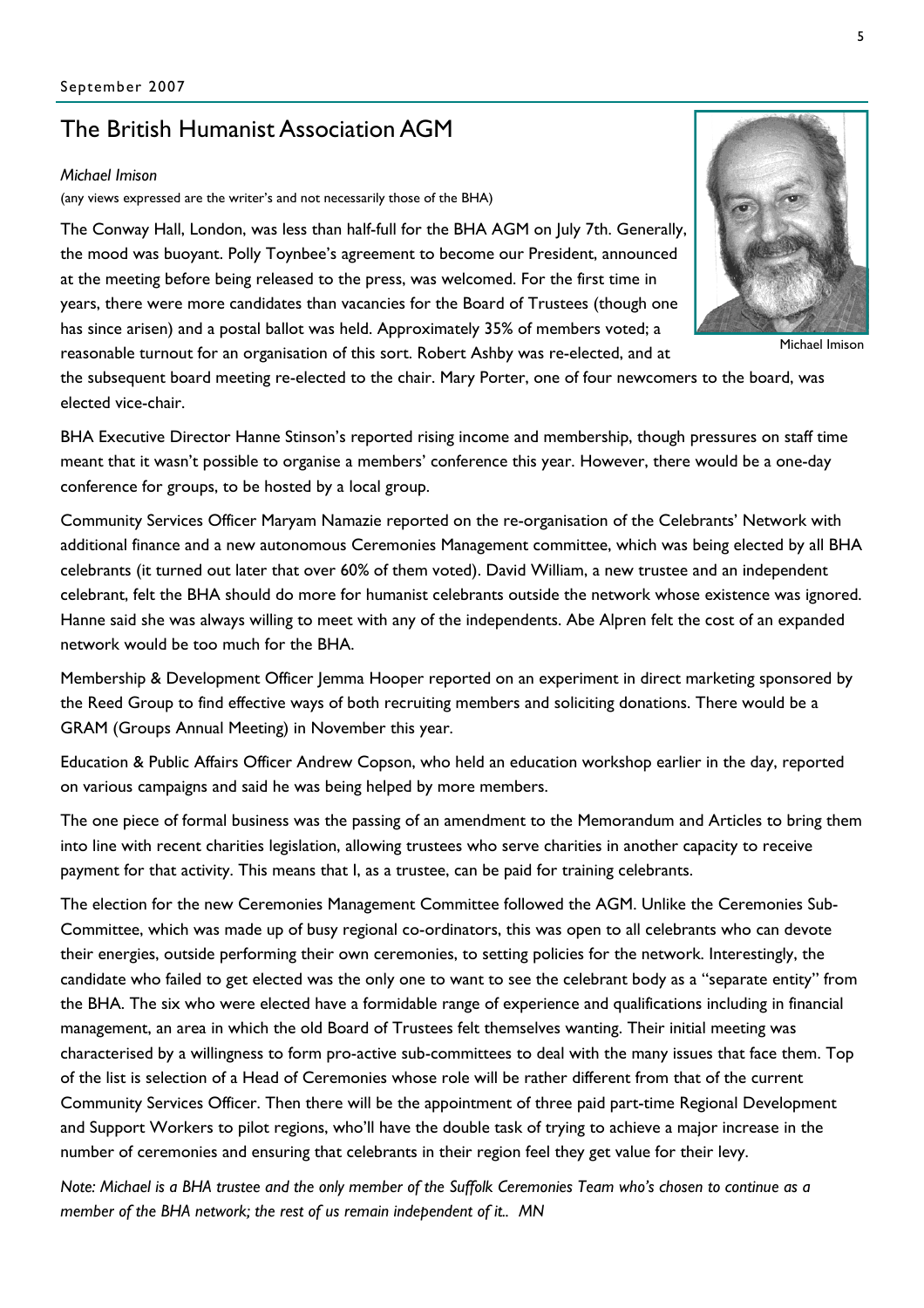## The British Humanist Association AGM

*Michael Imison*

(any views expressed are the writer's and not necessarily those of the BHA)

Michael Imison

The Conway Hall, London, was less than half-full for the BHA AGM on July 7th. Generally, the mood was buoyant. Polly Toynbee's agreement to become our President, announced at the meeting before being released to the press, was welcomed. For the first time in years, there were more candidates than vacancies for the Board of Trustees (though one has since arisen) and a postal ballot was held. Approximately 35% of members voted; a reasonable turnout for an organisation of this sort. Robert Ashby was re-elected, and at the subsequent board meeting re-elected to the chair. Mary Porter, one of four newcomers to the board, was elected vice-chair.

BHA Executive Director Hanne Stinson's reported rising income and membership, though pressures on staff time meant that it wasn't possible to organise a members' conference this year. However, there would be a one-day conference for groups, to be hosted by a local group.

Community Services Officer Maryam Namazie reported on the re-organisation of the Celebrants' Network with additional finance and a new autonomous Ceremonies Management committee, which was being elected by all BHA celebrants (it turned out later that over 60% of them voted). David William, a new trustee and an independent celebrant, felt the BHA should do more for humanist celebrants outside the network whose existence was ignored. Hanne said she was always willing to meet with any of the independents. Abe Alpren felt the cost of an expanded network would be too much for the BHA.

Membership & Development Officer Jemma Hooper reported on an experiment in direct marketing sponsored by the Reed Group to find effective ways of both recruiting members and soliciting donations. There would be a GRAM (Groups Annual Meeting) in November this year.

Education & Public Affairs Officer Andrew Copson, who held an education workshop earlier in the day, reported on various campaigns and said he was being helped by more members.

The one piece of formal business was the passing of an amendment to the Memorandum and Articles to bring them into line with recent charities legislation, allowing trustees who serve charities in another capacity to receive payment for that activity. This means that I, as a trustee, can be paid for training celebrants.

The election for the new Ceremonies Management Committee followed the AGM. Unlike the Ceremonies Sub-Committee, which was made up of busy regional co-ordinators, this was open to all celebrants who can devote their energies, outside performing their own ceremonies, to setting policies for the network. Interestingly, the candidate who failed to get elected was the only one to want to see the celebrant body as a "separate entity" from the BHA. The six who were elected have a formidable range of experience and qualifications including in financial management, an area in which the old Board of Trustees felt themselves wanting. Their initial meeting was characterised by a willingness to form pro-active sub-committees to deal with the many issues that face them. Top of the list is selection of a Head of Ceremonies whose role will be rather different from that of the current Community Services Officer. Then there will be the appointment of three paid part-time Regional Development and Support Workers to pilot regions, who'll have the double task of trying to achieve a major increase in the number of ceremonies and ensuring that celebrants in their region feel they get value for their levy.

*Note: Michael is a BHA trustee and the only member of the Suffolk Ceremonies Team who's chosen to continue as a member of the BHA network; the rest of us remain independent of it.. MN*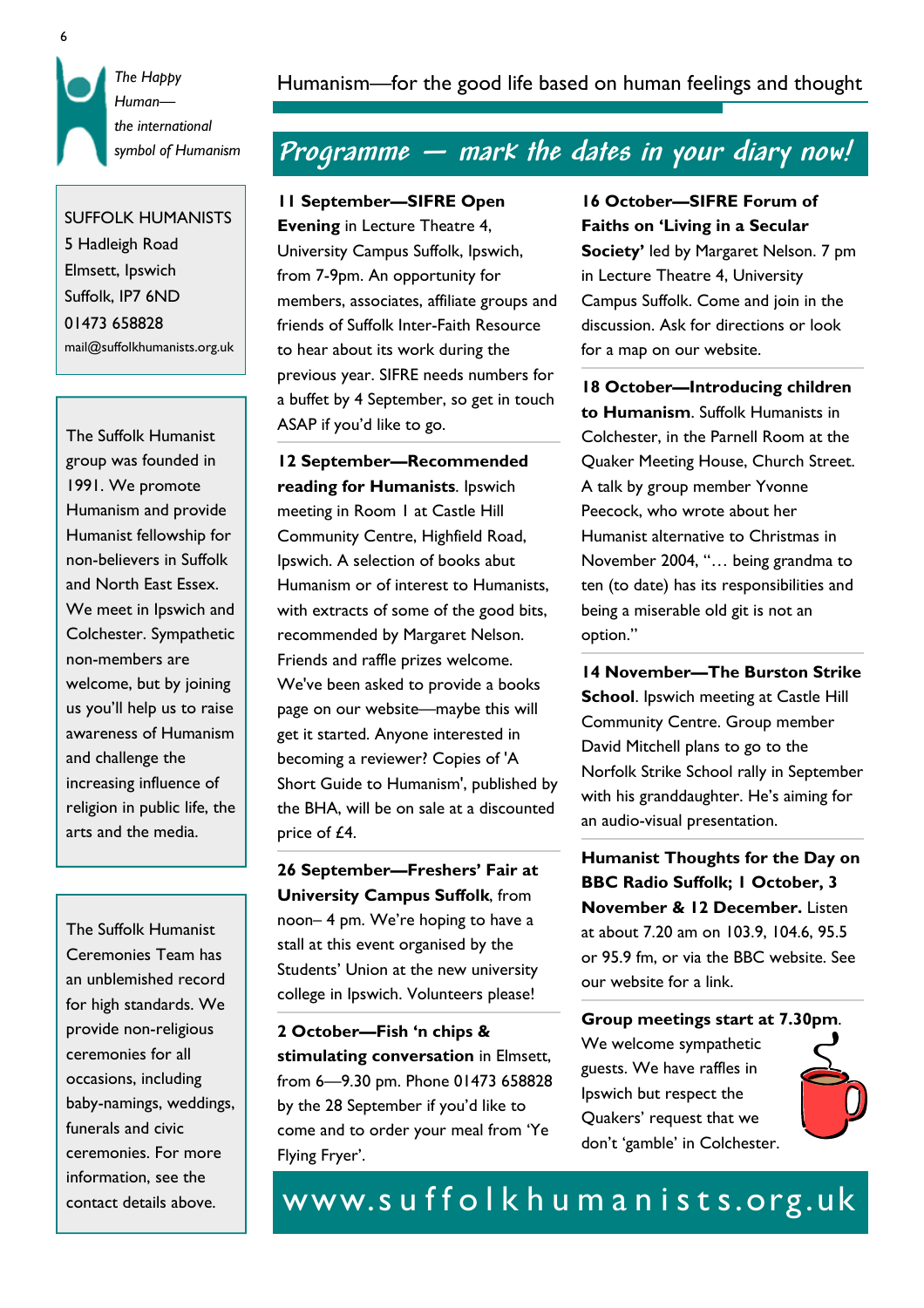*The Happy Human— the international symbol of Humanism*

SUFFOLK HUMANISTS
5 Hadleigh Road
Elmsett, Ipswich
Suffolk, IP7 6ND
01473 658828
mail@suffolkhumanists.org.uk

The Suffolk Humanist group was founded in 1991. We promote Humanism and provide Humanist fellowship for non-believers in Suffolk and North East Essex. We meet in Ipswich and Colchester. Sympathetic non-members are welcome, but by joining us you'll help us to raise awareness of Humanism and challenge the increasing influence of religion in public life, the arts and the media.

The Suffolk Humanist Ceremonies Team has an unblemished record for high standards. We provide non-religious ceremonies for all occasions, including baby-namings, weddings, funerals and civic ceremonies. For more information, see the contact details above.

Humanism—for the good life based on human feelings and thought

## *Programme — mark the dates in your diary now!*

**11 September—SIFRE Open Evening** in Lecture Theatre 4, University Campus Suffolk, Ipswich, from 7-9pm. An opportunity for members, associates, affiliate groups and friends of Suffolk Inter-Faith Resource to hear about its work during the previous year. SIFRE needs numbers for a buffet by 4 September, so get in touch ASAP if you'd like to go.

**12 September—Recommended reading for Humanists**. Ipswich meeting in Room 1 at Castle Hill Community Centre, Highfield Road, Ipswich. A selection of books abut Humanism or of interest to Humanists, with extracts of some of the good bits, recommended by Margaret Nelson. Friends and raffle prizes welcome. We've been asked to provide a books page on our website—maybe this will get it started. Anyone interested in becoming a reviewer? Copies of 'A Short Guide to Humanism', published by the BHA, will be on sale at a discounted price of £4.

**26 September—Freshers' Fair at University Campus Suffolk**, from noon– 4 pm. We're hoping to have a stall at this event organised by the Students' Union at the new university college in Ipswich. Volunteers please!

**2 October—Fish 'n chips & stimulating conversation** in Elmsett, from 6—9.30 pm. Phone 01473 658828 by the 28 September if you'd like to come and to order your meal from 'Ye Flying Fryer'.

**16 October—SIFRE Forum of Faiths on 'Living in a Secular Society'** led by Margaret Nelson. 7 pm in Lecture Theatre 4, University Campus Suffolk. Come and join in the discussion. Ask for directions or look for a map on our website.

**18 October—Introducing children to Humanism**. Suffolk Humanists in Colchester, in the Parnell Room at the Quaker Meeting House, Church Street. A talk by group member Yvonne Peecock, who wrote about her Humanist alternative to Christmas in November 2004, "… being grandma to ten (to date) has its responsibilities and being a miserable old git is not an option."

**14 November—The Burston Strike School**. Ipswich meeting at Castle Hill Community Centre. Group member David Mitchell plans to go to the Norfolk Strike School rally in September with his granddaughter. He's aiming for an audio-visual presentation.

**Humanist Thoughts for the Day on BBC Radio Suffolk; 1 October, 3 November & 12 December.** Listen at about 7.20 am on 103.9, 104.6, 95.5 or 95.9 fm, or via the BBC website. See our website for a link.

**Group meetings start at 7.30pm**. We welcome sympathetic guests. We have raffles in Ipswich but respect the Quakers' request that we don't 'gamble' in Colchester.

www.suffolkhumanists.org.uk